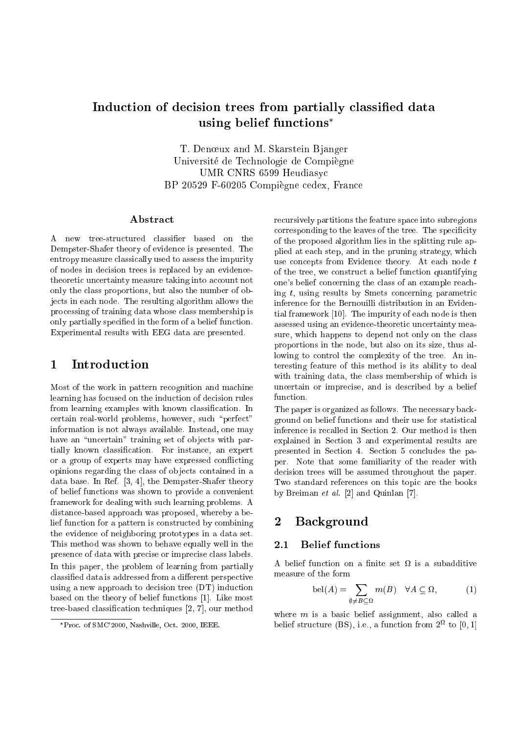#### Induction of decision trees from partially classified data using belief functions*

T. Denœux and M. Skarstein Bjanger
Université de Technologie de Compiègne
UMR CNRS 6599 Heudiasyc
BP 20529 F-60205 Compiègne cedex, France

### Abstract

A new tree-structured classifier based on the Dempster-Shafer theory of evidence is presented. The entropy measure classically used to assess the impurity of nodes in decision trees is replaced by an evidence-theoretic uncertainty measure taking into account not only the class proportions, but also the number of objects in each node. The resulting algorithm allows the processing of training data whose class membership is only partially specified in the form of a belief function. Experimental results with EEG data are presented.

## 1 Introduction

Most of the work in pattern recognition and machine learning has focused on the induction of decision rules from learning examples with known classification. In certain real-world problems, however, such "perfect" information is not always available. Instead, one may have an "uncertain" training set of objects with partially known classification. For instance, an expert or a group of experts may have expressed conflicting opinions regarding the class of objects contained in a data base. In Ref. [3, 4], the Dempster-Shafer theory of belief functions was shown to provide a convenient framework for dealing with such learning problems. A distance-based approach was proposed, whereby a belief function for a pattern is constructed by combining the evidence of neighboring prototypes in a data set. This method was shown to behave equally well in the presence of data with precise or imprecise class labels.

In this paper, the problem of learning from partially classified data is addressed from a different perspective using a new approach to decision tree (DT) induction based on the theory of belief functions [1]. Like most tree-based classification techniques [2, 7], our method recursively partitions the feature space into subregions corresponding to the leaves of the tree. The specificity of the proposed algorithm lies in the splitting rule applied at each step, and in the pruning strategy, which use concepts from Evidence theory. At each node $t$ of the tree, we construct a belief function quantifying one's belief concerning the class of an example reaching $t$, using results by Smets concerning parametric inference for the Bernouilli distribution in an Evidential framework [10]. The impurity of each node is then assessed using an evidence-theoretic uncertainty measure, which happens to depend not only on the class proportions in the node, but also on its size, thus allowing to control the complexity of the tree. An interesting feature of this method is its ability to deal with training data, the class membership of which is uncertain or imprecise, and is described by a belief function.

The paper is organized as follows. The necessary background on belief functions and their use for statistical inference is recalled in Section 2. Our method is then explained in Section 3 and experimental results are presented in Section 4. Section 5 concludes the paper. Note that some familiarity of the reader with decision trees will be assumed throughout the paper. Two standard references on this topic are the books by Breiman *et al.* [2] and Quinlan [7].

## 2 Background

### 2.1 Belief functions

A belief function on a finite set $\Omega$ is a subadditive measure of the form

$$\text{bel}(A) = \sum_{\emptyset \neq B \subseteq \Omega} m(B) \quad \forall A \subseteq \Omega, \qquad (1)$$

where $m$ is a basic belief assignment, also called a belief structure (BS), i.e., a function from $2^{\Omega}$ to $[0, 1]$

*Proc. of SMC'2000, Nashville, Oct. 2000, IEEE.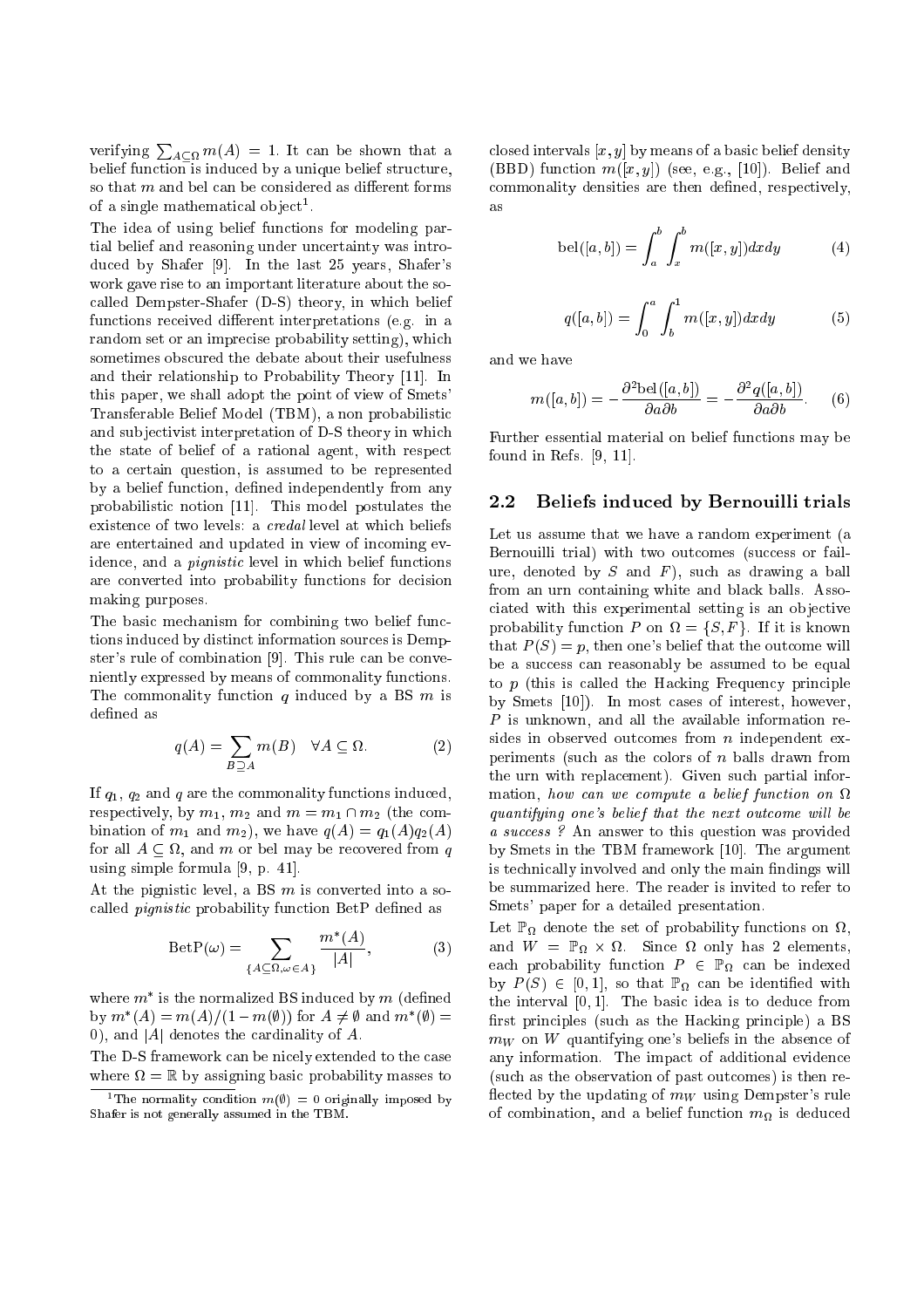verifying $\sum_{A \subseteq \Omega} m(A) = 1$. It can be shown that a belief function is induced by a unique belief structure, so that $m$ and bel can be considered as different forms of a single mathematical object[1].

The idea of using belief functions for modeling partial belief and reasoning under uncertainty was introduced by Shafer [9]. In the last 25 years, Shafer's work gave rise to an important literature about the so-called Dempster-Shafer (D-S) theory, in which belief functions received different interpretations (e.g. in a random set or an imprecise probability setting), which sometimes obscured the debate about their usefulness and their relationship to Probability Theory [11]. In this paper, we shall adopt the point of view of Smets' Transferable Belief Model (TBM), a non probabilistic and subjectivist interpretation of D-S theory in which the state of belief of a rational agent, with respect to a certain question, is assumed to be represented by a belief function, defined independently from any probabilistic notion [11]. This model postulates the existence of two levels: a *credal* level at which beliefs are entertained and updated in view of incoming evidence, and a *pignistic* level in which belief functions are converted into probability functions for decision making purposes.

The basic mechanism for combining two belief functions induced by distinct information sources is Dempster's rule of combination [9]. This rule can be conveniently expressed by means of commonality functions. The commonality function $q$ induced by a BS $m$ is defined as

$$q(A) = \sum_{B \supseteq A} m(B) \quad \forall A \subseteq \Omega. \tag{2}$$

If $q_1$, $q_2$ and $q$ are the commonality functions induced, respectively, by $m_1$, $m_2$ and $m = m_1 \cap m_2$ (the combination of $m_1$ and $m_2$), we have $q(A) = q_1(A)q_2(A)$ for all $A \subseteq \Omega$, and $m$ or bel may be recovered from $q$ using simple formula [9, p. 41].

At the pignistic level, a BS $m$ is converted into a so-called *pignistic* probability function BetP defined as

$$\mathrm{BetP}(\omega) = \sum_{\{A \subseteq \Omega, \omega \in A\}} \frac{m^*(A)}{|A|}, \tag{3}$$

where $m^*$ is the normalized BS induced by $m$ (defined by $m^*(A) = m(A)/(1 - m(\emptyset))$ for $A \neq \emptyset$ and $m^*(\emptyset) = 0$), and $|A|$ denotes the cardinality of $A$.

The D-S framework can be nicely extended to the case where $\Omega = \mathbb{R}$ by assigning basic probability masses to closed intervals $[x, y]$ by means of a basic belief density (BBD) function $m([x, y])$ (see, e.g., [10]). Belief and commonality densities are then defined, respectively, as

$$\mathrm{bel}([a, b]) = \int_a^b \int_x^b m([x, y]) dx dy \tag{4}$$

$$q([a, b]) = \int_0^a \int_b^1 m([x, y]) dx dy \tag{5}$$

and we have

$$m([a, b]) = -\frac{\partial^2 \mathrm{bel}([a, b])}{\partial a \partial b} = -\frac{\partial^2 q([a, b])}{\partial a \partial b}. \tag{6}$$

Further essential material on belief functions may be found in Refs. [9, 11].

## 2.2 Beliefs induced by Bernouilli trials

Let us assume that we have a random experiment (a Bernouilli trial) with two outcomes (success or failure, denoted by $S$ and $F$), such as drawing a ball from an urn containing white and black balls. Associated with this experimental setting is an objective probability function $P$ on $\Omega = \{S, F\}$. If it is known that $P(S) = p$, then one's belief that the outcome will be a success can reasonably be assumed to be equal to $p$ (this is called the Hacking Frequency principle by Smets [10]). In most cases of interest, however, $P$ is unknown, and all the available information resides in observed outcomes from $n$ independent experiments (such as the colors of $n$ balls drawn from the urn with replacement). Given such partial information, *how can we compute a belief function on $\Omega$ quantifying one's belief that the next outcome will be a success ?* An answer to this question was provided by Smets in the TBM framework [10]. The argument is technically involved and only the main findings will be summarized here. The reader is invited to refer to Smets' paper for a detailed presentation.

Let $\mathbb{P}_\Omega$ denote the set of probability functions on $\Omega$, and $W = \mathbb{P}_\Omega \times \Omega$. Since $\Omega$ only has 2 elements, each probability function $P \in \mathbb{P}_\Omega$ can be indexed by $P(S) \in [0, 1]$, so that $\mathbb{P}_\Omega$ can be identified with the interval $[0, 1]$. The basic idea is to deduce from first principles (such as the Hacking principle) a BS $m_W$ on $W$ quantifying one's beliefs in the absence of any information. The impact of additional evidence (such as the observation of past outcomes) is then reflected by the updating of $m_W$ using Dempster's rule of combination, and a belief function $m_\Omega$ is deduced

[1] The normality condition $m(\emptyset) = 0$ originally imposed by Shafer is not generally assumed in the TBM.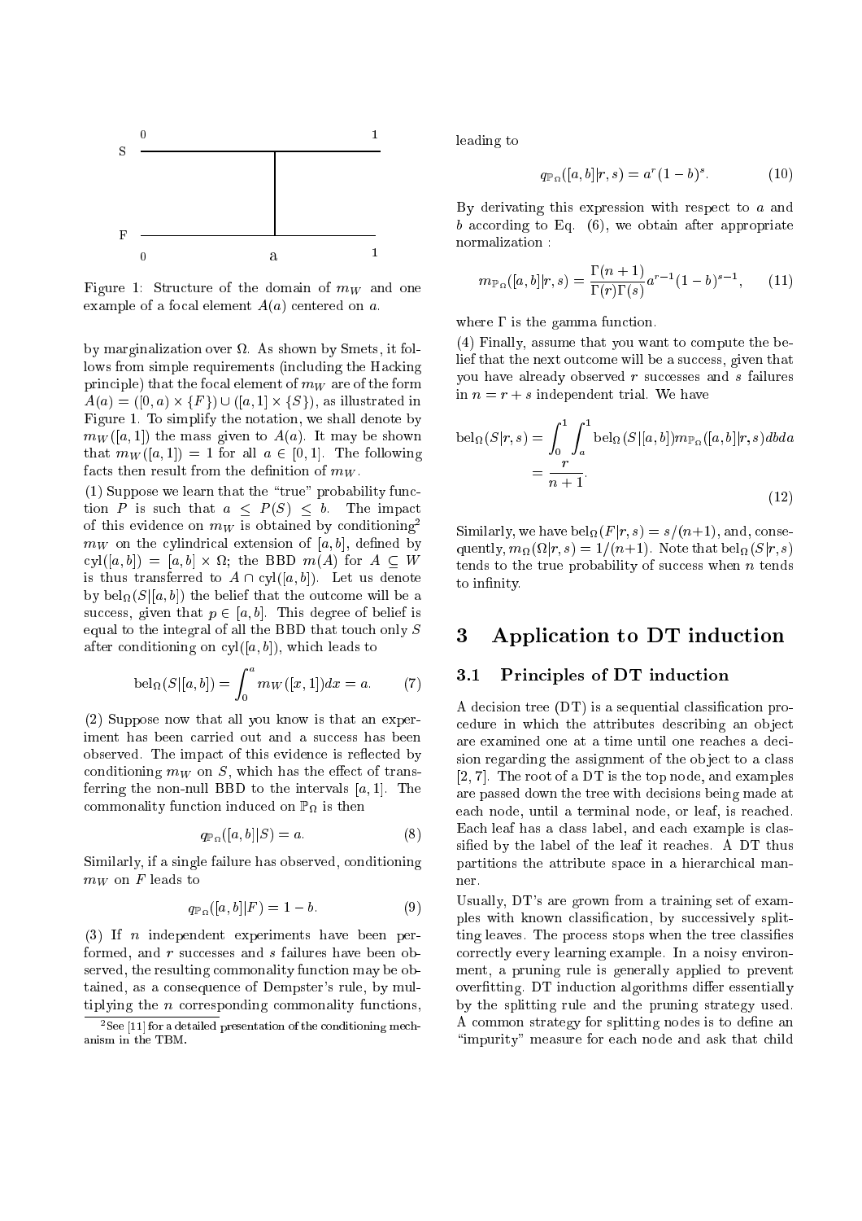Figure 1: Structure of the domain of $m_W$ and one example of a focal element $A(a)$ centered on $a$.

by marginalization over $\Omega$. As shown by Smets, it follows from simple requirements (including the Hacking principle) that the focal element of $m_W$ are of the form $A(a) = ([0,a) \times \{F\}) \cup ([a,1] \times \{S\})$, as illustrated in Figure 1. To simplify the notation, we shall denote by $m_W([a,1])$ the mass given to $A(a)$. It may be shown that $m_W([a,1]) = 1$ for all $a \in [0,1]$. The following facts then result from the definition of $m_W$.

(1) Suppose we learn that the "true" probability function $P$ is such that $a \leq P(S) \leq b$. The impact of this evidence on $m_W$ is obtained by conditioning[2] $m_W$ on the cylindrical extension of $[a,b]$, defined by $\text{cyl}([a,b]) = [a,b] \times \Omega$; the BBD $m(A)$ for $A \subseteq W$ is thus transferred to $A \cap \text{cyl}([a,b])$. Let us denote by $\text{bel}_\Omega(S|[a,b])$ the belief that the outcome will be a success, given that $p \in [a,b]$. This degree of belief is equal to the integral of all the BBD that touch only $S$ after conditioning on $\text{cyl}([a,b])$, which leads to

$$\text{bel}_\Omega(S|[a,b]) = \int_0^a m_W([x,1])dx = a. \qquad (7)$$

(2) Suppose now that all you know is that an experiment has been carried out and a success has been observed. The impact of this evidence is reflected by conditioning $m_W$ on $S$, which has the effect of transferring the non-null BBD to the intervals $[a,1]$. The commonality function induced on $\mathbb{P}_\Omega$ is then

$$q_{\mathbb{P}_\Omega}([a,b]|S) = a. \qquad (8)$$

Similarly, if a single failure has observed, conditioning $m_W$ on $F$ leads to

$$q_{\mathbb{P}_\Omega}([a,b]|F) = 1 - b. \qquad (9)$$

(3) If $n$ independent experiments have been performed, and $r$ successes and $s$ failures have been observed, the resulting commonality function may be obtained, as a consequence of Dempster's rule, by multiplying the $n$ corresponding commonality functions, leading to

$$q_{\mathbb{P}_\Omega}([a,b]|r,s) = a^r(1-b)^s. \qquad (10)$$

By derivating this expression with respect to $a$ and $b$ according to Eq. (6), we obtain after appropriate normalization :

$$m_{\mathbb{P}_\Omega}([a,b]|r,s) = \frac{\Gamma(n+1)}{\Gamma(r)\Gamma(s)} a^{r-1}(1-b)^{s-1}, \qquad (11)$$

where $\Gamma$ is the gamma function.

(4) Finally, assume that you want to compute the belief that the next outcome will be a success, given that you have already observed $r$ successes and $s$ failures in $n = r + s$ independent trial. We have

$$\begin{aligned}\text{bel}_\Omega(S|r,s) &= \int_0^1 \int_a^1 \text{bel}_\Omega(S|[a,b]) m_{\mathbb{P}_\Omega}([a,b]|r,s) db da \\ &= \frac{r}{n+1}.\end{aligned} \qquad (12)$$

Similarly, we have $\text{bel}_\Omega(F|r,s) = s/(n+1)$, and, consequently, $m_\Omega(\Omega|r,s) = 1/(n+1)$. Note that $\text{bel}_\Omega(S|r,s)$ tends to the true probability of success when $n$ tends to infinity.

# 3 Application to DT induction

## 3.1 Principles of DT induction

A decision tree (DT) is a sequential classification procedure in which the attributes describing an object are examined one at a time until one reaches a decision regarding the assignment of the object to a class [2, 7]. The root of a DT is the top node, and examples are passed down the tree with decisions being made at each node, until a terminal node, or leaf, is reached. Each leaf has a class label, and each example is classified by the label of the leaf it reaches. A DT thus partitions the attribute space in a hierarchical manner.

Usually, DT's are grown from a training set of examples with known classification, by successively splitting leaves. The process stops when the tree classifies correctly every learning example. In a noisy environment, a pruning rule is generally applied to prevent overfitting. DT induction algorithms differ essentially by the splitting rule and the pruning strategy used. A common strategy for splitting nodes is to define an "impurity" measure for each node and ask that child

[2] See [11] for a detailed presentation of the conditioning mechanism in the TBM.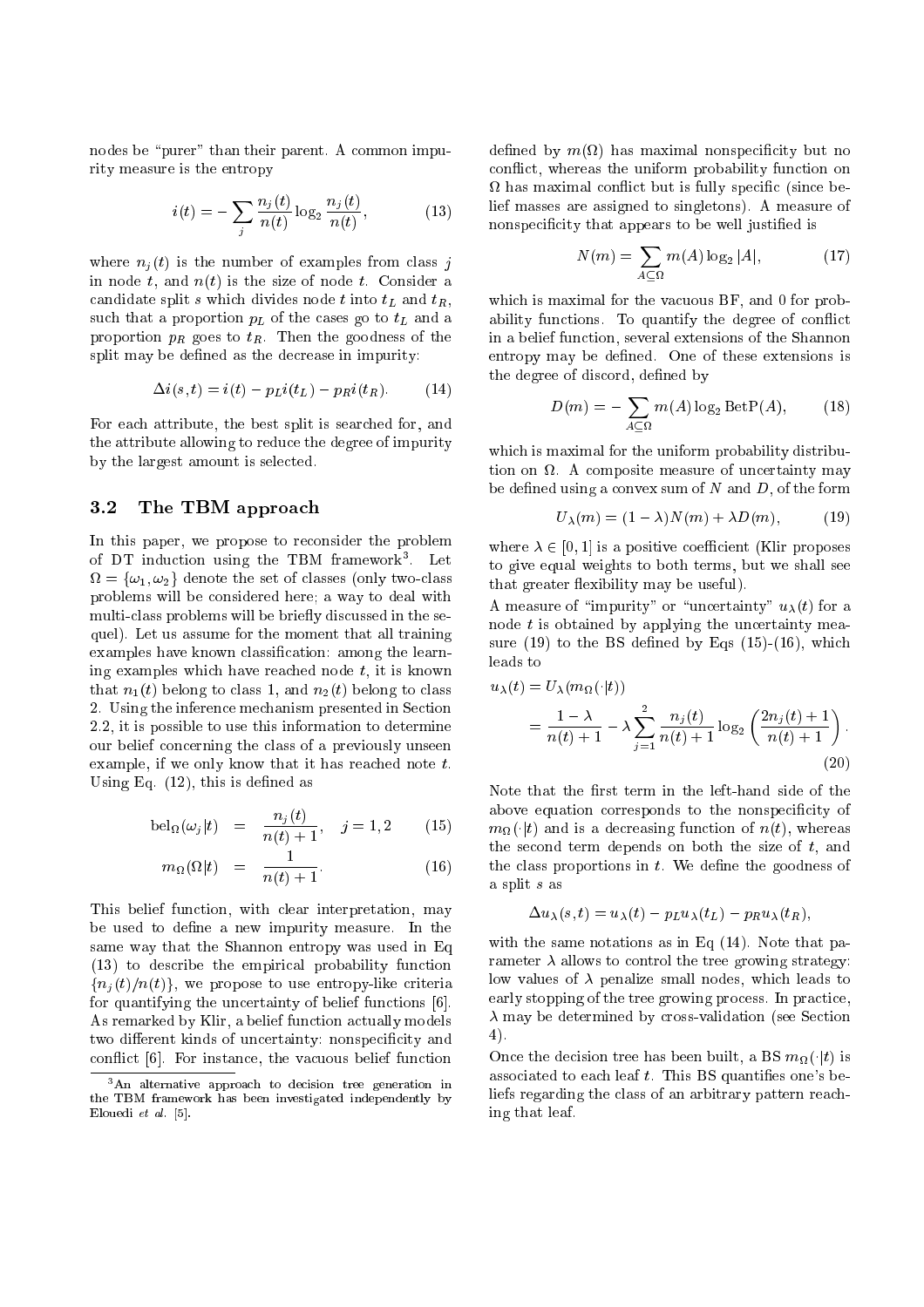nodes be "purer" than their parent. A common impurity measure is the entropy

$$i(t) = -\sum_j \frac{n_j(t)}{n(t)} \log_2 \frac{n_j(t)}{n(t)}, \qquad (13)$$

where $n_j(t)$ is the number of examples from class $j$ in node $t$, and $n(t)$ is the size of node $t$. Consider a candidate split $s$ which divides node $t$ into $t_L$ and $t_R$, such that a proportion $p_L$ of the cases go to $t_L$ and a proportion $p_R$ goes to $t_R$. Then the goodness of the split may be defined as the decrease in impurity:

$$\Delta i(s,t) = i(t) - p_L i(t_L) - p_R i(t_R). \qquad (14)$$

For each attribute, the best split is searched for, and the attribute allowing to reduce the degree of impurity by the largest amount is selected.

### 3.2 The TBM approach

In this paper, we propose to reconsider the problem of DT induction using the TBM framework[3]. Let $\Omega = \{\omega_1, \omega_2\}$ denote the set of classes (only two-class problems will be considered here; a way to deal with multi-class problems will be briefly discussed in the sequel). Let us assume for the moment that all training examples have known classification: among the learning examples which have reached node $t$, it is known that $n_1(t)$ belong to class 1, and $n_2(t)$ belong to class 2. Using the inference mechanism presented in Section 2.2, it is possible to use this information to determine our belief concerning the class of a previously unseen example, if we only know that it has reached note $t$. Using Eq. (12), this is defined as

$$\mathrm{bel}_\Omega(\omega_j|t) = \frac{n_j(t)}{n(t)+1}, \quad j = 1, 2 \qquad (15)$$

$$m_\Omega(\Omega|t) = \frac{1}{n(t)+1}. \qquad (16)$$

This belief function, with clear interpretation, may be used to define a new impurity measure. In the same way that the Shannon entropy was used in Eq (13) to describe the empirical probability function $\{n_j(t)/n(t)\}$, we propose to use entropy-like criteria for quantifying the uncertainty of belief functions [6]. As remarked by Klir, a belief function actually models two different kinds of uncertainty: nonspecificity and conflict [6]. For instance, the vacuous belief function defined by $m(\Omega)$ has maximal nonspecificity but no conflict, whereas the uniform probability function on $\Omega$ has maximal conflict but is fully specific (since belief masses are assigned to singletons). A measure of nonspecificity that appears to be well justified is

$$N(m) = \sum_{A \subseteq \Omega} m(A) \log_2 |A|, \qquad (17)$$

which is maximal for the vacuous BF, and 0 for probability functions. To quantify the degree of conflict in a belief function, several extensions of the Shannon entropy may be defined. One of these extensions is the degree of discord, defined by

$$D(m) = -\sum_{A \subseteq \Omega} m(A) \log_2 \mathrm{BetP}(A), \qquad (18)$$

which is maximal for the uniform probability distribution on $\Omega$. A composite measure of uncertainty may be defined using a convex sum of $N$ and $D$, of the form

$$U_\lambda(m) = (1-\lambda) N(m) + \lambda D(m), \qquad (19)$$

where $\lambda \in [0,1]$ is a positive coefficient (Klir proposes to give equal weights to both terms, but we shall see that greater flexibility may be useful).

A measure of "impurity" or "uncertainty" $u_\lambda(t)$ for a node $t$ is obtained by applying the uncertainty measure (19) to the BS defined by Eqs (15)-(16), which leads to

$$\begin{aligned} u_\lambda(t) &= U_\lambda(m_\Omega(\cdot|t)) \\ &= \frac{1-\lambda}{n(t)+1} - \lambda \sum_{j=1}^{2} \frac{n_j(t)}{n(t)+1} \log_2 \left( \frac{2n_j(t)+1}{n(t)+1} \right). \end{aligned} \qquad (20)$$

Note that the first term in the left-hand side of the above equation corresponds to the nonspecificity of $m_\Omega(\cdot|t)$ and is a decreasing function of $n(t)$, whereas the second term depends on both the size of $t$, and the class proportions in $t$. We define the goodness of a split $s$ as

$$\Delta u_\lambda(s,t) = u_\lambda(t) - p_L u_\lambda(t_L) - p_R u_\lambda(t_R),$$

with the same notations as in Eq (14). Note that parameter $\lambda$ allows to control the tree growing strategy: low values of $\lambda$ penalize small nodes, which leads to early stopping of the tree growing process. In practice, $\lambda$ may be determined by cross-validation (see Section 4).

Once the decision tree has been built, a BS $m_\Omega(\cdot|t)$ is associated to each leaf $t$. This BS quantifies one's beliefs regarding the class of an arbitrary pattern reaching that leaf.

[3] An alternative approach to decision tree generation in the TBM framework has been investigated independently by Elouedi *et al.* [5].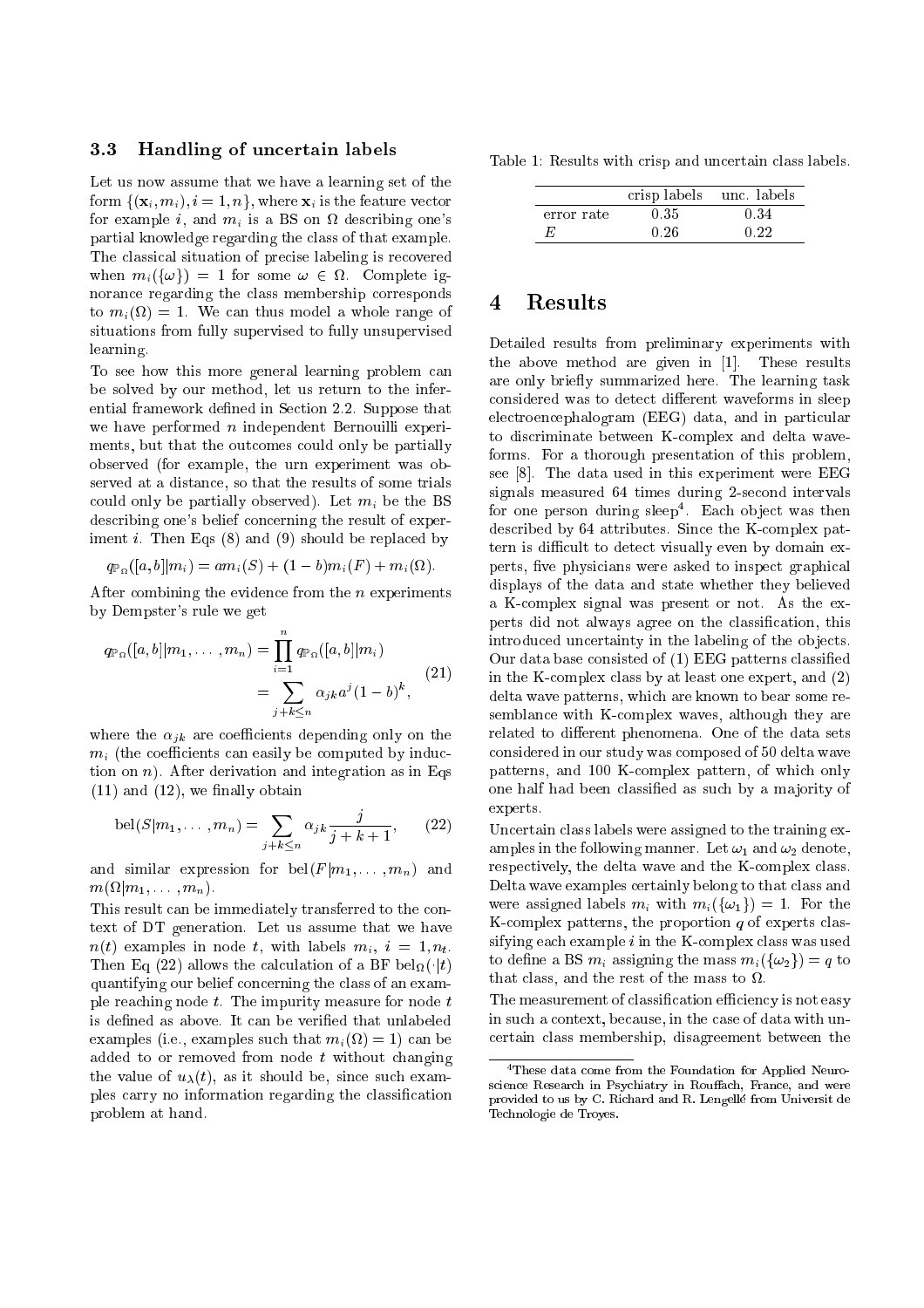### 3.3 Handling of uncertain labels

Let us now assume that we have a learning set of the form $\{(\mathbf{x}_i, m_i), i = 1, n\}$, where $\mathbf{x}_i$ is the feature vector for example $i$, and $m_i$ is a BS on $\Omega$ describing one's partial knowledge regarding the class of that example. The classical situation of precise labeling is recovered when $m_i(\{\omega\}) = 1$ for some $\omega \in \Omega$. Complete ignorance regarding the class membership corresponds to $m_i(\Omega) = 1$. We can thus model a whole range of situations from fully supervised to fully unsupervised learning.

To see how this more general learning problem can be solved by our method, let us return to the inferential framework defined in Section 2.2. Suppose that we have performed $n$ independent Bernouilli experiments, but that the outcomes could only be partially observed (for example, the urn experiment was observed at a distance, so that the results of some trials could only be partially observed). Let $m_i$ be the BS describing one's belief concerning the result of experiment $i$. Then Eqs (8) and (9) should be replaced by

$$q_{\mathbb{P}_\Omega}([a,b]|m_i) = a m_i(S) + (1-b) m_i(F) + m_i(\Omega).$$

After combining the evidence from the $n$ experiments by Dempster's rule we get

$$\begin{aligned} q_{\mathbb{P}_\Omega}([a,b]|m_1, \ldots, m_n) &= \prod_{i=1}^{n} q_{\mathbb{P}_\Omega}([a,b]|m_i) \\ &= \sum_{j+k \leq n} \alpha_{jk} a^j (1-b)^k, \end{aligned} \tag{21}$$

where the $\alpha_{jk}$ are coefficients depending only on the $m_i$ (the coefficients can easily be computed by induction on $n$). After derivation and integration as in Eqs (11) and (12), we finally obtain

$$\text{bel}(S|m_1, \ldots, m_n) = \sum_{j+k \leq n} \alpha_{jk} \frac{j}{j+k+1}, \tag{22}$$

and similar expression for $\text{bel}(F|m_1, \ldots, m_n)$ and $m(\Omega|m_1, \ldots, m_n)$.

This result can be immediately transferred to the context of DT generation. Let us assume that we have $n(t)$ examples in node $t$, with labels $m_i$, $i = 1, n_t$. Then Eq (22) allows the calculation of a BF $\text{bel}_\Omega(\cdot|t)$ quantifying our belief concerning the class of an example reaching node $t$. The impurity measure for node $t$ is defined as above. It can be verified that unlabeled examples (i.e., examples such that $m_i(\Omega) = 1$) can be added to or removed from node $t$ without changing the value of $u_\lambda(t)$, as it should be, since such examples carry no information regarding the classification problem at hand.

Table 1: Results with crisp and uncertain class labels.

| | crisp labels | unc. labels |
|---|---|---|
| error rate | 0.35 | 0.34 |
| $E$ | 0.26 | 0.22 |

## 4 Results

Detailed results from preliminary experiments with the above method are given in [1]. These results are only briefly summarized here. The learning task considered was to detect different waveforms in sleep electroencephalogram (EEG) data, and in particular to discriminate between K-complex and delta waveforms. For a thorough presentation of this problem, see [8]. The data used in this experiment were EEG signals measured 64 times during 2-second intervals for one person during sleep[4]. Each object was then described by 64 attributes. Since the K-complex pattern is difficult to detect visually even by domain experts, five physicians were asked to inspect graphical displays of the data and state whether they believed a K-complex signal was present or not. As the experts did not always agree on the classification, this introduced uncertainty in the labeling of the objects. Our data base consisted of (1) EEG patterns classified in the K-complex class by at least one expert, and (2) delta wave patterns, which are known to bear some resemblance with K-complex waves, although they are related to different phenomena. One of the data sets considered in our study was composed of 50 delta wave patterns, and 100 K-complex pattern, of which only one half had been classified as such by a majority of experts.

Uncertain class labels were assigned to the training examples in the following manner. Let $\omega_1$ and $\omega_2$ denote, respectively, the delta wave and the K-complex class. Delta wave examples certainly belong to that class and were assigned labels $m_i$ with $m_i(\{\omega_1\}) = 1$. For the K-complex patterns, the proportion $q$ of experts classifying each example $i$ in the K-complex class was used to define a BS $m_i$ assigning the mass $m_i(\{\omega_2\}) = q$ to that class, and the rest of the mass to $\Omega$.

The measurement of classification efficiency is not easy in such a context, because, in the case of data with uncertain class membership, disagreement between the

[4] These data come from the Foundation for Applied Neuroscience Research in Psychiatry in Rouffach, France, and were provided to us by C. Richard and R. Lengellé from Universit de Technologie de Troyes.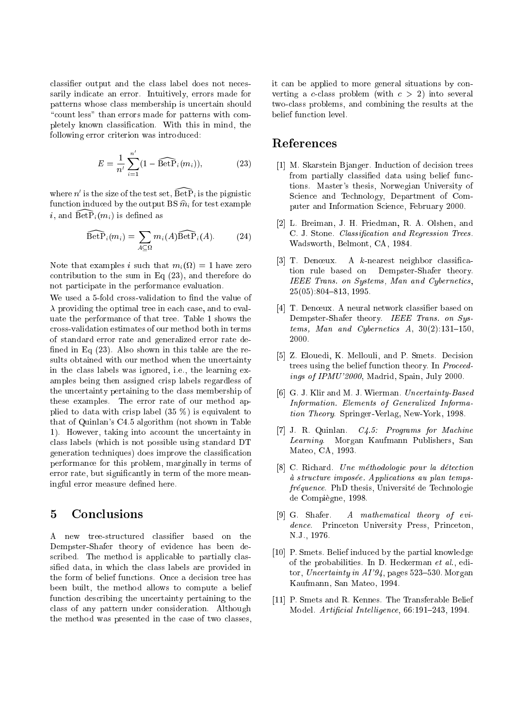classifier output and the class label does not necessarily indicate an error. Intuitively, errors made for patterns whose class membership is uncertain should "count less" than errors made for patterns with completely known classification. With this in mind, the following error criterion was introduced:

$$E = \frac{1}{n'} \sum_{i=1}^{n'} (1 - \widehat{\mathrm{BetP}}_i(m_i)), \tag{23}$$

where $n'$ is the size of the test set, $\widehat{\mathrm{BetP}}_i$ is the pignistic function induced by the output BS $\widehat{m}_i$ for test example $i$, and $\widehat{\mathrm{BetP}}_i(m_i)$ is defined as

$$\widehat{\mathrm{BetP}}_i(m_i) = \sum_{A \subseteq \Omega} m_i(A) \widehat{\mathrm{BetP}}_i(A). \tag{24}$$

Note that examples $i$ such that $m_i(\Omega) = 1$ have zero contribution to the sum in Eq (23), and therefore do not participate in the performance evaluation.

We used a 5-fold cross-validation to find the value of $\lambda$ providing the optimal tree in each case, and to evaluate the performance of that tree. Table 1 shows the cross-validation estimates of our method both in terms of standard error rate and generalized error rate defined in Eq (23). Also shown in this table are the results obtained with our method when the uncertainty in the class labels was ignored, i.e., the learning examples being then assigned crisp labels regardless of the uncertainty pertaining to the class membership of these examples. The error rate of our method applied to data with crisp label (35 %) is equivalent to that of Quinlan's C4.5 algorithm (not shown in Table 1). However, taking into account the uncertainty in class labels (which is not possible using standard DT generation techniques) does improve the classification performance for this problem, marginally in terms of error rate, but significantly in term of the more meaningful error measure defined here.

## 5 Conclusions

A new tree-structured classifier based on the Dempster-Shafer theory of evidence has been described. The method is applicable to partially classified data, in which the class labels are provided in the form of belief functions. Once a decision tree has been built, the method allows to compute a belief function describing the uncertainty pertaining to the class of any pattern under consideration. Although the method was presented in the case of two classes, it can be applied to more general situations by converting a $c$-class problem (with $c > 2$) into several two-class problems, and combining the results at the belief function level.

## References

[1] M. Skarstein Bjanger. Induction of decision trees from partially classified data using belief functions. Master's thesis, Norwegian University of Science and Technology, Department of Computer and Information Science, February 2000.

[2] L. Breiman, J. H. Friedman, R. A. Olshen, and C. J. Stone. *Classification and Regression Trees*. Wadsworth, Belmont, CA, 1984.

[3] T. Denœux. A $k$-nearest neighbor classification rule based on Dempster-Shafer theory. *IEEE Trans. on Systems, Man and Cybernetics*, 25(05):804–813, 1995.

[4] T. Denœux. A neural network classifier based on Dempster-Shafer theory. *IEEE Trans. on Systems, Man and Cybernetics A*, 30(2):131–150, 2000.

[5] Z. Elouedi, K. Mellouli, and P. Smets. Decision trees using the belief function theory. In *Proceedings of IPMU'2000*, Madrid, Spain, July 2000.

[6] G. J. Klir and M. J. Wierman. *Uncertainty-Based Information. Elements of Generalized Information Theory.* Springer-Verlag, New-York, 1998.

[7] J. R. Quinlan. *C4.5: Programs for Machine Learning*. Morgan Kaufmann Publishers, San Mateo, CA, 1993.

[8] C. Richard. *Une méthodologie pour la détection à structure imposée. Applications au plan temps-fréquence.* PhD thesis, Université de Technologie de Compiègne, 1998.

[9] G. Shafer. *A mathematical theory of evidence.* Princeton University Press, Princeton, N.J., 1976.

[10] P. Smets. Belief induced by the partial knowledge of the probabilities. In D. Heckerman *et al.*, editor, *Uncertainty in AI'94*, pages 523–530. Morgan Kaufmann, San Mateo, 1994.

[11] P. Smets and R. Kennes. The Transferable Belief Model. *Artificial Intelligence*, 66:191–243, 1994.